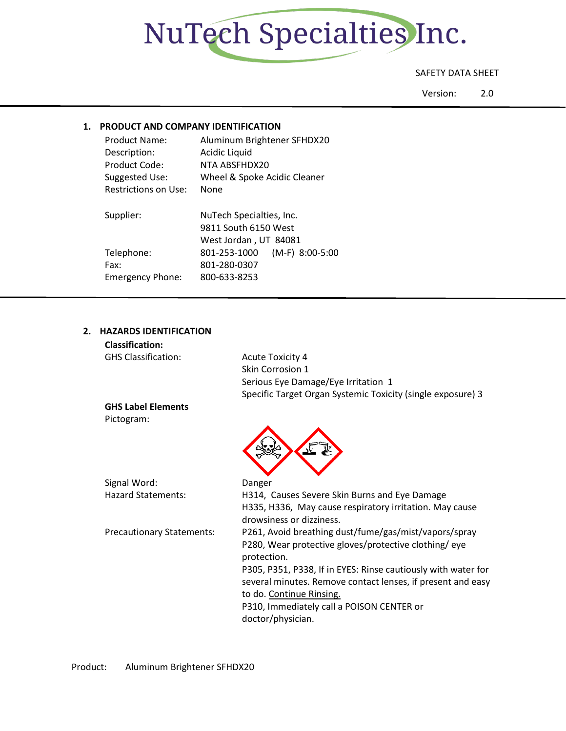# NuTech Specialties Inc.

SAFETY DATA SHEET

Version: 2.0

## 1. PRODUCT AND COMPANY IDENTIFICATION

Product Name: Aluminum Brightener SFHDX20
Description: Acidic Liquid
Product Code: NTA ABSFHDX20
Suggested Use: Wheel & Spoke Acidic Cleaner
Restrictions on Use: None

Supplier: NuTech Specialties, Inc.
9811 South 6150 West
West Jordan , UT 84081
Telephone: 801-253-1000 (M-F) 8:00-5:00
Fax: 801-280-0307
Emergency Phone: 800-633-8253

## 2. HAZARDS IDENTIFICATION

**Classification:**

GHS Classification:
Acute Toxicity 4
Skin Corrosion 1
Serious Eye Damage/Eye Irritation 1
Specific Target Organ Systemic Toxicity (single exposure) 3

**GHS Label Elements**

Pictogram:

Signal Word: Danger

Hazard Statements:
H314, Causes Severe Skin Burns and Eye Damage
H335, H336, May cause respiratory irritation. May cause drowsiness or dizziness.

Precautionary Statements:
P261, Avoid breathing dust/fume/gas/mist/vapors/spray
P280, Wear protective gloves/protective clothing/ eye protection.
P305, P351, P338, If in EYES: Rinse cautiously with water for several minutes. Remove contact lenses, if present and easy to do. Continue Rinsing.
P310, Immediately call a POISON CENTER or doctor/physician.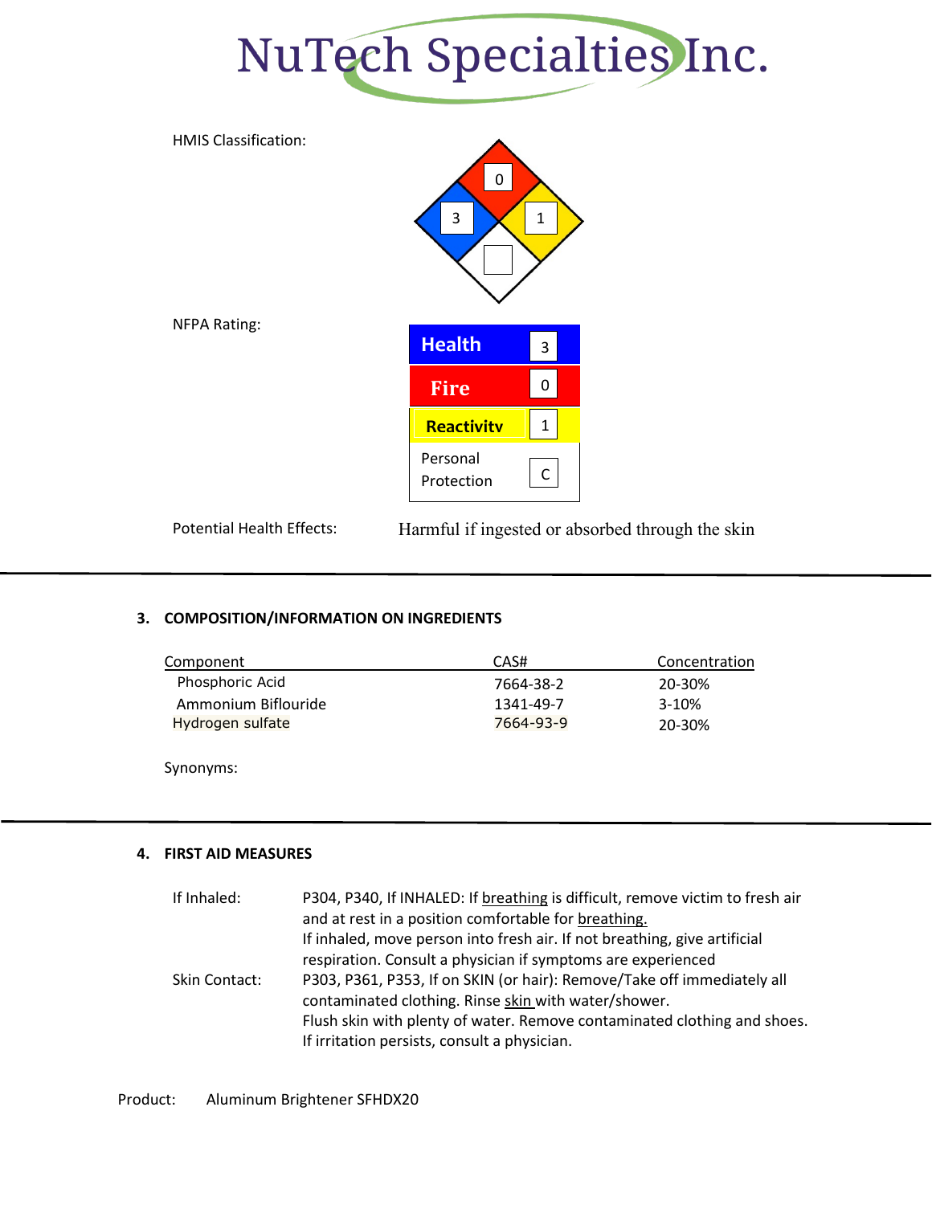NuTech Specialties Inc.

HMIS Classification:

| Fire | Health | Reactivity | Special |
|---|---|---|---|
| 0 | 3 | 1 | |

NFPA Rating:

| | |
|---|---|
| Health | 3 |
| Fire | 0 |
| Reactivity | 1 |
| Personal Protection | C |

Potential Health Effects: Harmful if ingested or absorbed through the skin

---

### 3. COMPOSITION/INFORMATION ON INGREDIENTS

| Component | CAS# | Concentration |
|---|---|---|
| Phosphoric Acid | 7664-38-2 | 20-30% |
| Ammonium Biflouride | 1341-49-7 | 3-10% |
| Hydrogen sulfate | 7664-93-9 | 20-30% |

Synonyms:

---

### 4. FIRST AID MEASURES

If Inhaled: P304, P340, If INHALED: If breathing is difficult, remove victim to fresh air and at rest in a position comfortable for breathing.
If inhaled, move person into fresh air. If not breathing, give artificial respiration. Consult a physician if symptoms are experienced

Skin Contact: P303, P361, P353, If on SKIN (or hair): Remove/Take off immediately all contaminated clothing. Rinse skin with water/shower.
Flush skin with plenty of water. Remove contaminated clothing and shoes. If irritation persists, consult a physician.

Product: Aluminum Brightener SFHDX20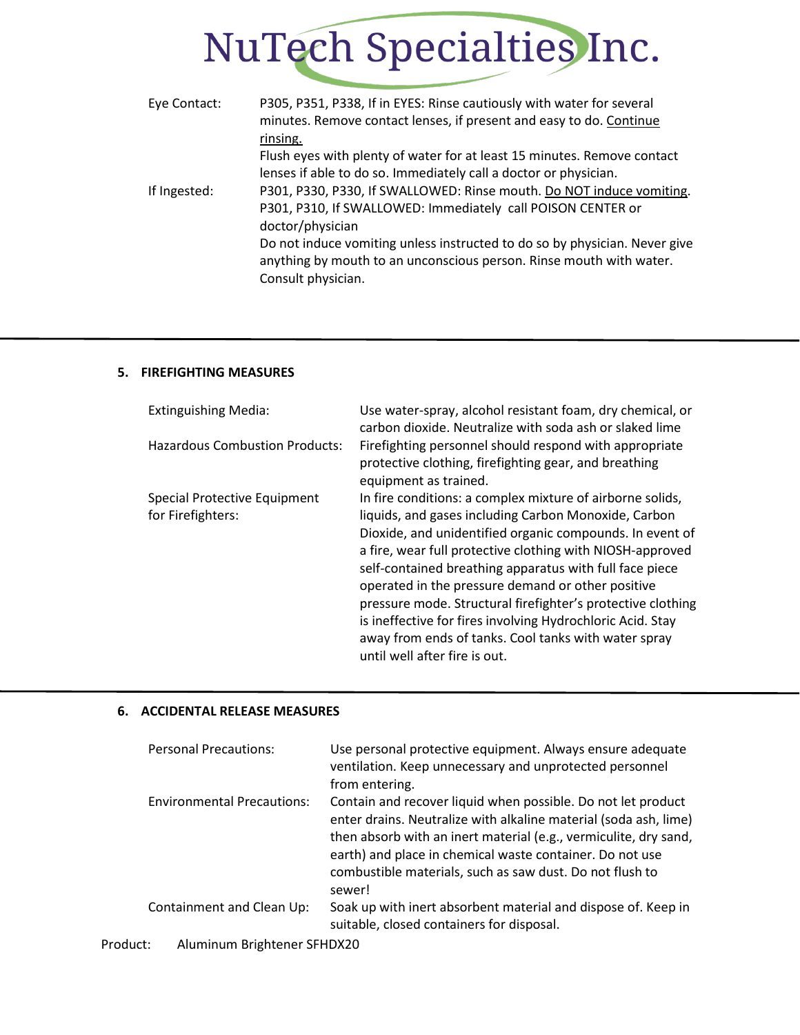| | |
|---|---|
| Eye Contact: | P305, P351, P338, If in EYES: Rinse cautiously with water for several minutes. Remove contact lenses, if present and easy to do. Continue rinsing. Flush eyes with plenty of water for at least 15 minutes. Remove contact lenses if able to do so. Immediately call a doctor or physician. |
| If Ingested: | P301, P330, P330, If SWALLOWED: Rinse mouth. Do NOT induce vomiting. P301, P310, If SWALLOWED: Immediately call POISON CENTER or doctor/physician Do not induce vomiting unless instructed to do so by physician. Never give anything by mouth to an unconscious person. Rinse mouth with water. Consult physician. |

## 5. FIREFIGHTING MEASURES

| | |
|---|---|
| Extinguishing Media: | Use water-spray, alcohol resistant foam, dry chemical, or carbon dioxide. Neutralize with soda ash or slaked lime |
| Hazardous Combustion Products: | Firefighting personnel should respond with appropriate protective clothing, firefighting gear, and breathing equipment as trained. |
| Special Protective Equipment for Firefighters: | In fire conditions: a complex mixture of airborne solids, liquids, and gases including Carbon Monoxide, Carbon Dioxide, and unidentified organic compounds. In event of a fire, wear full protective clothing with NIOSH-approved self-contained breathing apparatus with full face piece operated in the pressure demand or other positive pressure mode. Structural firefighter's protective clothing is ineffective for fires involving Hydrochloric Acid. Stay away from ends of tanks. Cool tanks with water spray until well after fire is out. |

## 6. ACCIDENTAL RELEASE MEASURES

| | |
|---|---|
| Personal Precautions: | Use personal protective equipment. Always ensure adequate ventilation. Keep unnecessary and unprotected personnel from entering. |
| Environmental Precautions: | Contain and recover liquid when possible. Do not let product enter drains. Neutralize with alkaline material (soda ash, lime) then absorb with an inert material (e.g., vermiculite, dry sand, earth) and place in chemical waste container. Do not use combustible materials, such as saw dust. Do not flush to sewer! |
| Containment and Clean Up: | Soak up with inert absorbent material and dispose of. Keep in suitable, closed containers for disposal. |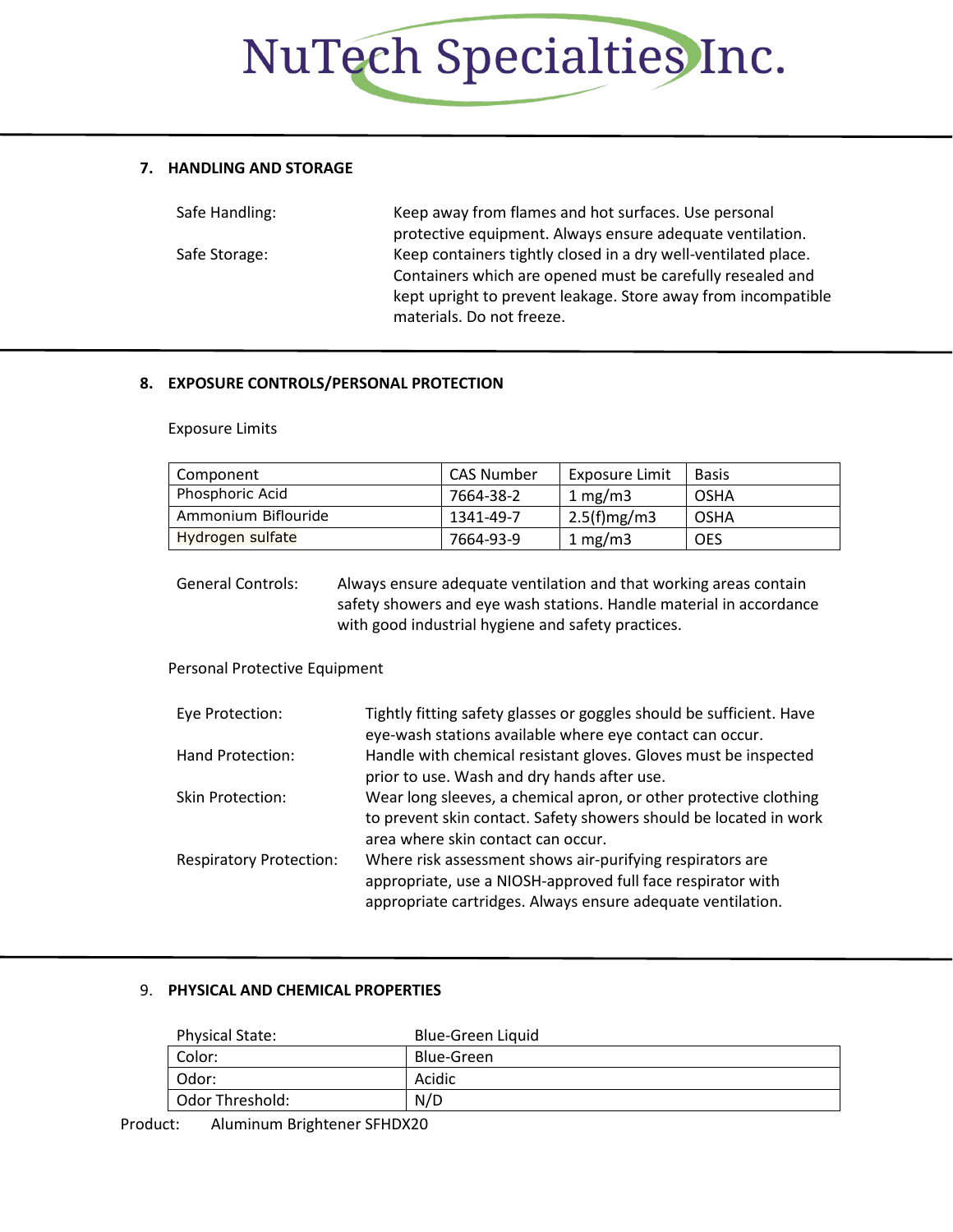## 7. HANDLING AND STORAGE

Safe Handling: Keep away from flames and hot surfaces. Use personal protective equipment. Always ensure adequate ventilation.

Safe Storage: Keep containers tightly closed in a dry well-ventilated place. Containers which are opened must be carefully resealed and kept upright to prevent leakage. Store away from incompatible materials. Do not freeze.

## 8. EXPOSURE CONTROLS/PERSONAL PROTECTION

Exposure Limits

| Component | CAS Number | Exposure Limit | Basis |
|---|---|---|---|
| Phosphoric Acid | 7664-38-2 | 1 mg/m3 | OSHA |
| Ammonium Biflouride | 1341-49-7 | 2.5(f)mg/m3 | OSHA |
| Hydrogen sulfate | 7664-93-9 | 1 mg/m3 | OES |

General Controls: Always ensure adequate ventilation and that working areas contain safety showers and eye wash stations. Handle material in accordance with good industrial hygiene and safety practices.

Personal Protective Equipment

Eye Protection: Tightly fitting safety glasses or goggles should be sufficient. Have eye-wash stations available where eye contact can occur.

Hand Protection: Handle with chemical resistant gloves. Gloves must be inspected prior to use. Wash and dry hands after use.

Skin Protection: Wear long sleeves, a chemical apron, or other protective clothing to prevent skin contact. Safety showers should be located in work area where skin contact can occur.

Respiratory Protection: Where risk assessment shows air-purifying respirators are appropriate, use a NIOSH-approved full face respirator with appropriate cartridges. Always ensure adequate ventilation.

## 9. PHYSICAL AND CHEMICAL PROPERTIES

| Physical State: | Blue-Green Liquid |
|---|---|
| Color: | Blue-Green |
| Odor: | Acidic |
| Odor Threshold: | N/D |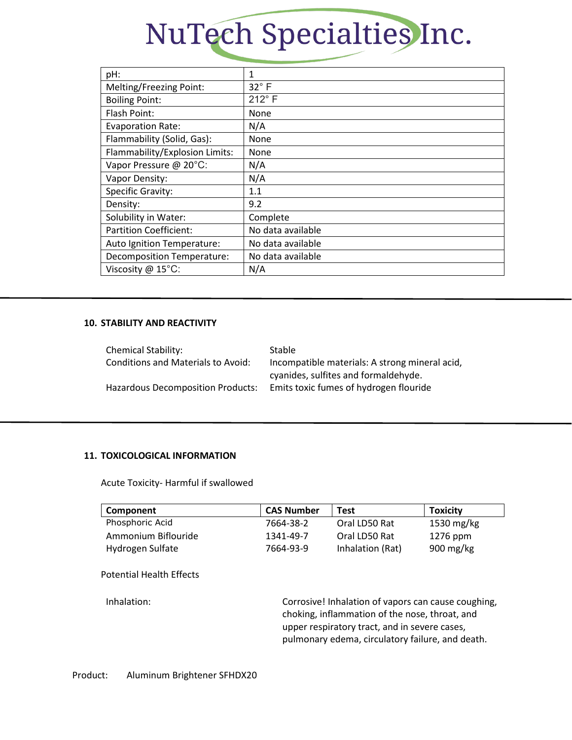| pH: | 1 |
|---|---|
| Melting/Freezing Point: | 32° F |
| Boiling Point: | 212° F |
| Flash Point: | None |
| Evaporation Rate: | N/A |
| Flammability (Solid, Gas): | None |
| Flammability/Explosion Limits: | None |
| Vapor Pressure @ 20°C: | N/A |
| Vapor Density: | N/A |
| Specific Gravity: | 1.1 |
| Density: | 9.2 |
| Solubility in Water: | Complete |
| Partition Coefficient: | No data available |
| Auto Ignition Temperature: | No data available |
| Decomposition Temperature: | No data available |
| Viscosity @ 15°C: | N/A |

## 10. STABILITY AND REACTIVITY

Chemical Stability: Stable

Conditions and Materials to Avoid: Incompatible materials: A strong mineral acid, cyanides, sulfites and formaldehyde.

Hazardous Decomposition Products: Emits toxic fumes of hydrogen flouride

## 11. TOXICOLOGICAL INFORMATION

Acute Toxicity- Harmful if swallowed

| Component | CAS Number | Test | Toxicity |
|---|---|---|---|
| Phosphoric Acid | 7664-38-2 | Oral LD50 Rat | 1530 mg/kg |
| Ammonium Biflouride | 1341-49-7 | Oral LD50 Rat | 1276 ppm |
| Hydrogen Sulfate | 7664-93-9 | Inhalation (Rat) | 900 mg/kg |

Potential Health Effects

Inhalation: Corrosive! Inhalation of vapors can cause coughing, choking, inflammation of the nose, throat, and upper respiratory tract, and in severe cases, pulmonary edema, circulatory failure, and death.

Product: Aluminum Brightener SFHDX20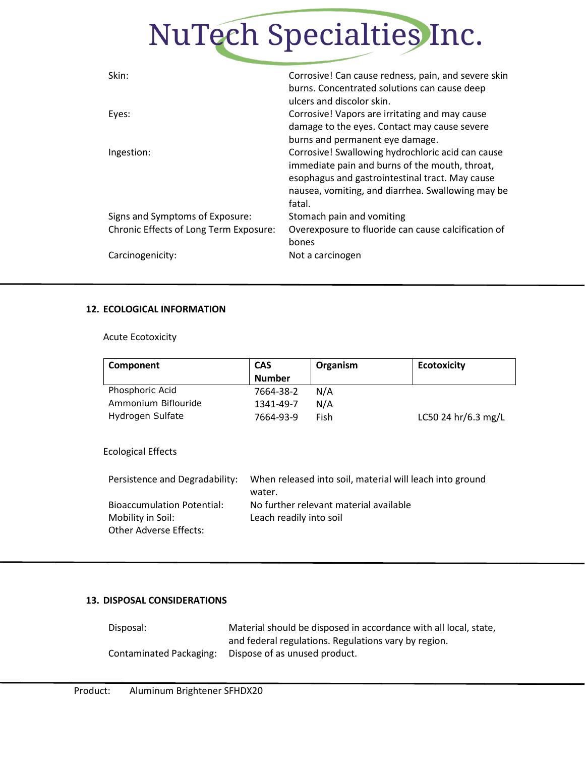| | |
|---|---|
| Skin: | Corrosive! Can cause redness, pain, and severe skin burns. Concentrated solutions can cause deep ulcers and discolor skin. |
| Eyes: | Corrosive! Vapors are irritating and may cause damage to the eyes. Contact may cause severe burns and permanent eye damage. |
| Ingestion: | Corrosive! Swallowing hydrochloric acid can cause immediate pain and burns of the mouth, throat, esophagus and gastrointestinal tract. May cause nausea, vomiting, and diarrhea. Swallowing may be fatal. |
| Signs and Symptoms of Exposure: | Stomach pain and vomiting |
| Chronic Effects of Long Term Exposure: | Overexposure to fluoride can cause calcification of bones |
| Carcinogenicity: | Not a carcinogen |

## 12. ECOLOGICAL INFORMATION

Acute Ecotoxicity

| Component | CAS Number | Organism | Ecotoxicity |
|---|---|---|---|
| Phosphoric Acid | 7664-38-2 | N/A | |
| Ammonium Biflouride | 1341-49-7 | N/A | |
| Hydrogen Sulfate | 7664-93-9 | Fish | LC50 24 hr/6.3 mg/L |

Ecological Effects

| | |
|---|---|
| Persistence and Degradability: | When released into soil, material will leach into ground water. |
| Bioaccumulation Potential: | No further relevant material available |
| Mobility in Soil: | Leach readily into soil |
| Other Adverse Effects: | |

## 13. DISPOSAL CONSIDERATIONS

| | |
|---|---|
| Disposal: | Material should be disposed in accordance with all local, state, and federal regulations. Regulations vary by region. |
| Contaminated Packaging: | Dispose of as unused product. |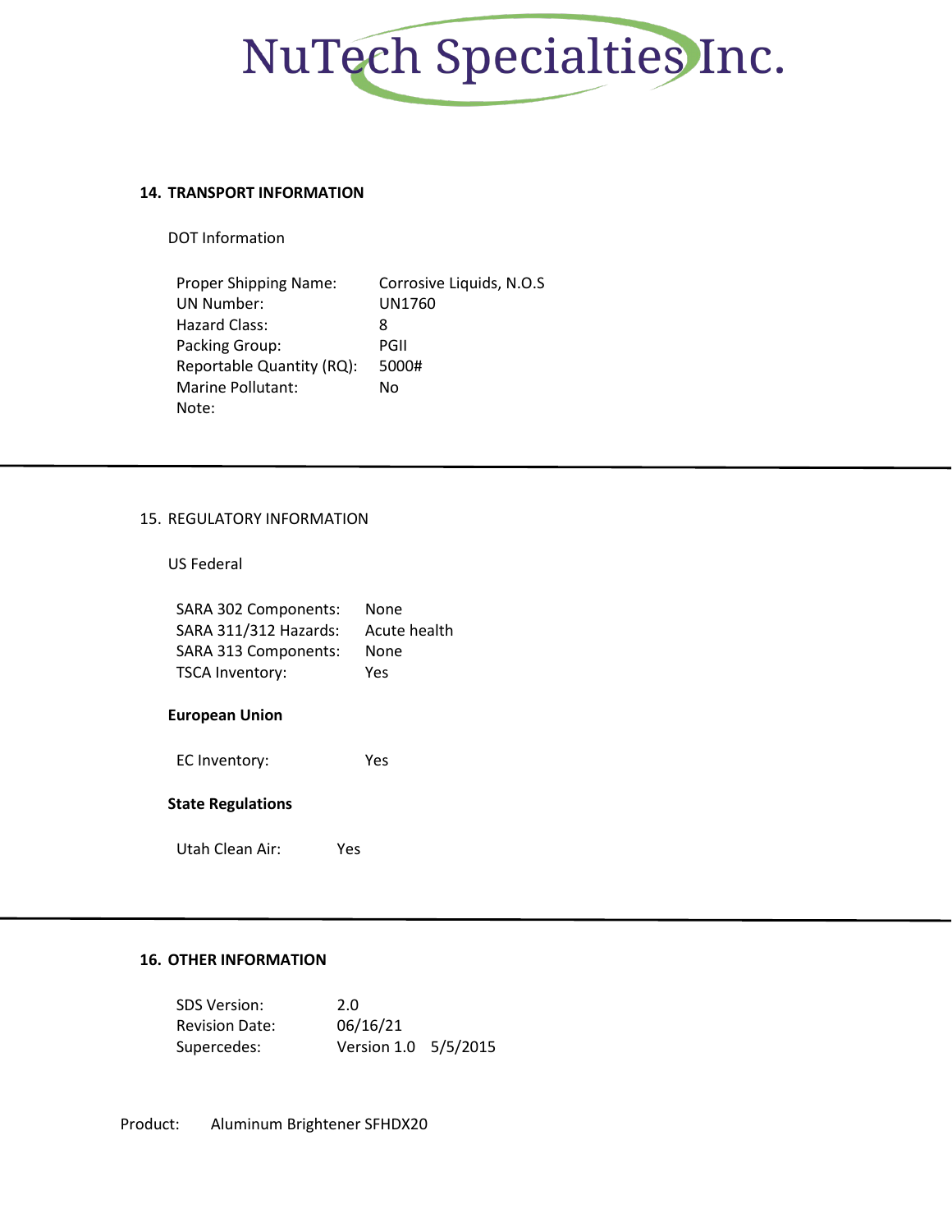## 14. TRANSPORT INFORMATION

DOT Information

| | |
|---|---|
| Proper Shipping Name: | Corrosive Liquids, N.O.S |
| UN Number: | UN1760 |
| Hazard Class: | 8 |
| Packing Group: | PGII |
| Reportable Quantity (RQ): | 5000# |
| Marine Pollutant: | No |
| Note: | |

---

## 15. REGULATORY INFORMATION

US Federal

| | |
|---|---|
| SARA 302 Components: | None |
| SARA 311/312 Hazards: | Acute health |
| SARA 313 Components: | None |
| TSCA Inventory: | Yes |

**European Union**

EC Inventory: Yes

**State Regulations**

Utah Clean Air: Yes

---

## 16. OTHER INFORMATION

| | |
|---|---|
| SDS Version: | 2.0 |
| Revision Date: | 06/16/21 |
| Supercedes: | Version 1.0 5/5/2015 |

Product: Aluminum Brightener SFHDX20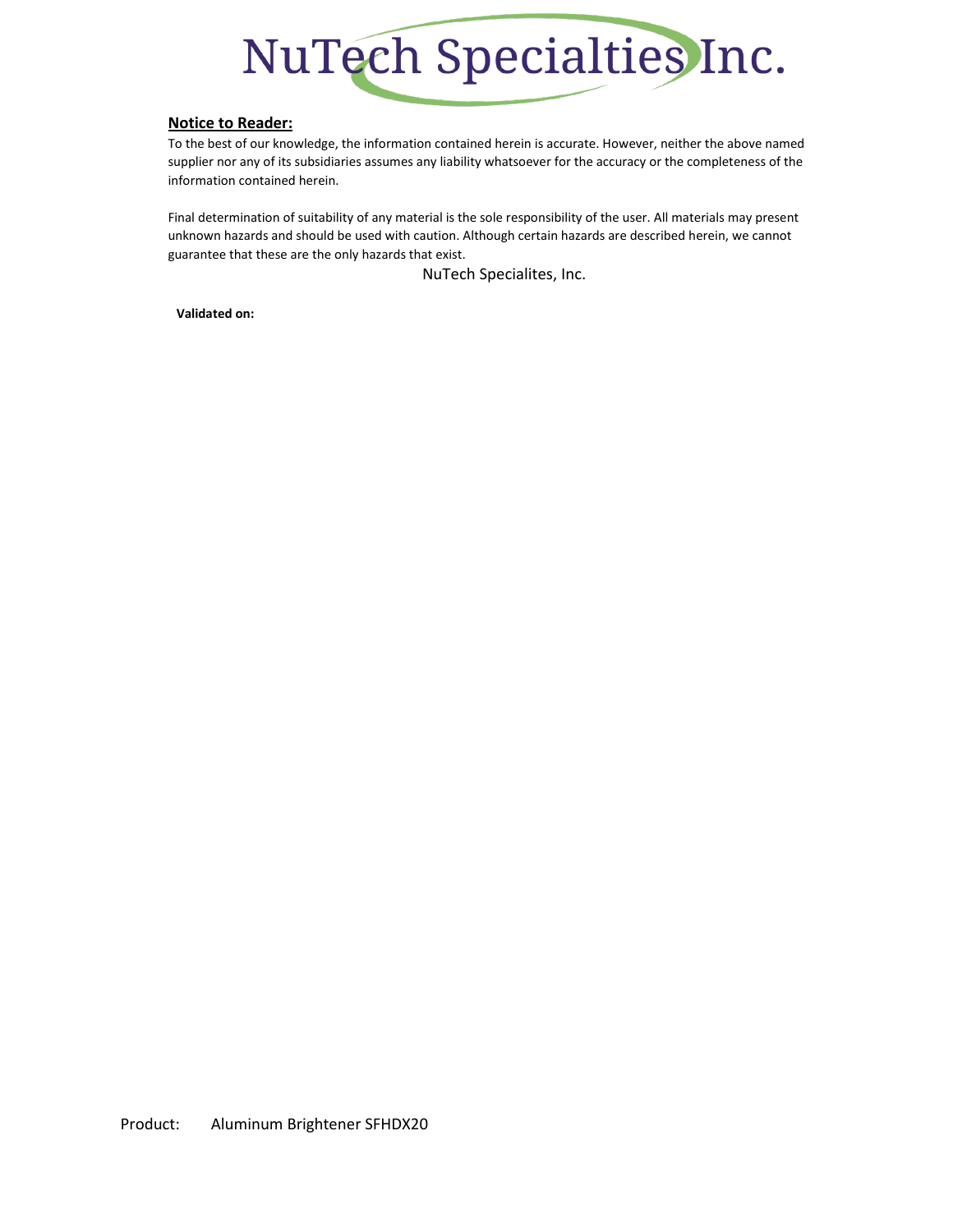NuTech Specialties Inc.

**Notice to Reader:**

To the best of our knowledge, the information contained herein is accurate. However, neither the above named supplier nor any of its subsidiaries assumes any liability whatsoever for the accuracy or the completeness of the information contained herein.

Final determination of suitability of any material is the sole responsibility of the user. All materials may present unknown hazards and should be used with caution. Although certain hazards are described herein, we cannot guarantee that these are the only hazards that exist.

NuTech Specialites, Inc.

**Validated on:**

Product: Aluminum Brightener SFHDX20